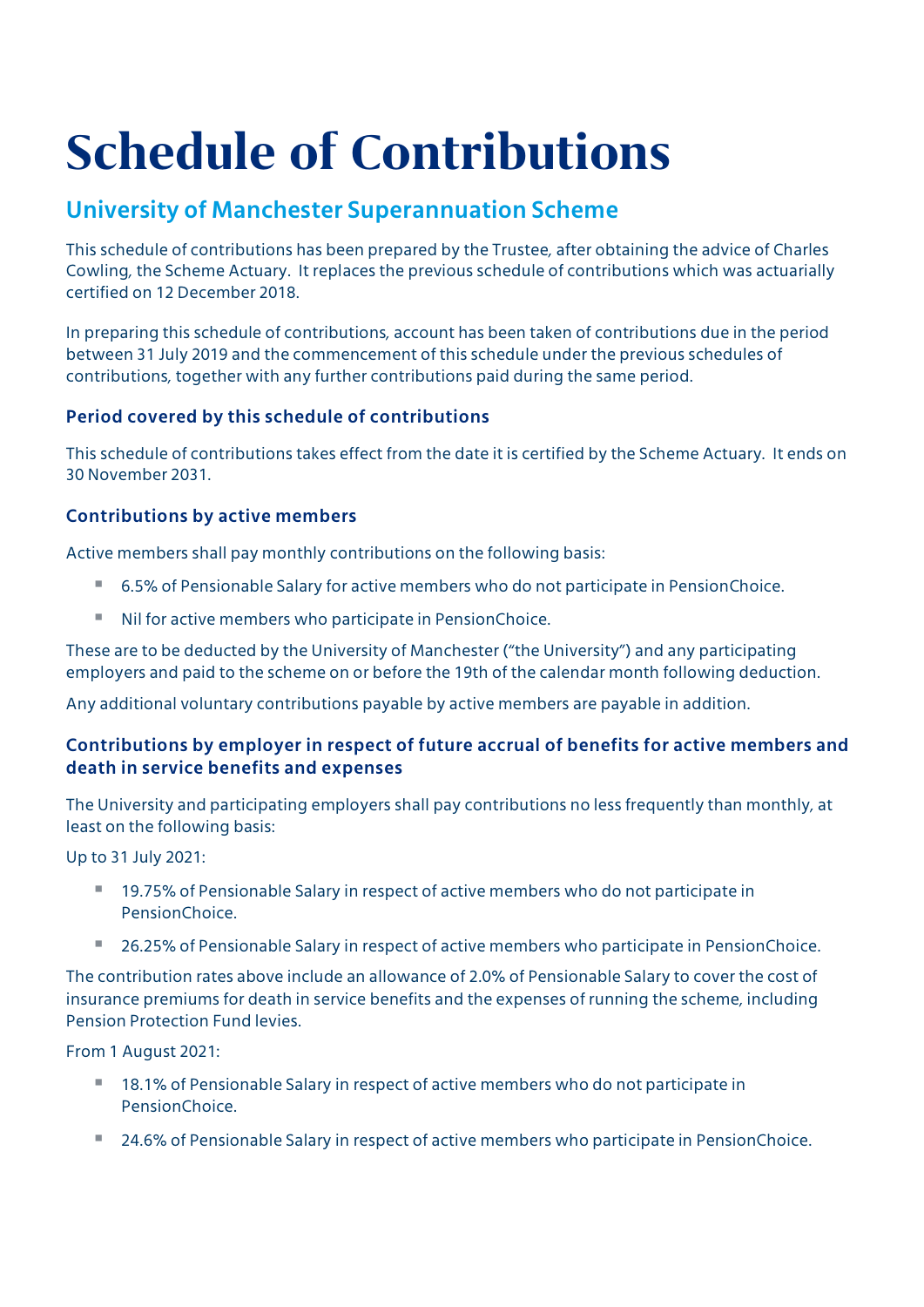# Schedule of Contributions

## University of Manchester Superannuation Scheme

This schedule of contributions has been prepared by the Trustee, after obtaining the advice of Charles Cowling, the Scheme Actuary. It replaces the previous schedule of contributions which was actuarially certified on 12 December 2018.

In preparing this schedule of contributions, account has been taken of contributions due in the period between 31 July 2019 and the commencement of this schedule under the previous schedules of contributions, together with any further contributions paid during the same period.

### Period covered by this schedule of contributions

This schedule of contributions takes effect from the date it is certified by the Scheme Actuary. It ends on 30 November 2031.

### Contributions by active members

Active members shall pay monthly contributions on the following basis:

- 6.5% of Pensionable Salary for active members who do not participate in PensionChoice.
- Nil for active members who participate in PensionChoice.

These are to be deducted by the University of Manchester ("the University") and any participating employers and paid to the scheme on or before the 19th of the calendar month following deduction.

Any additional voluntary contributions payable by active members are payable in addition.

### Contributions by employer in respect of future accrual of benefits for active members and death in service benefits and expenses

The University and participating employers shall pay contributions no less frequently than monthly, at least on the following basis:

Up to 31 July 2021:

- 19.75% of Pensionable Salary in respect of active members who do not participate in PensionChoice.
- 26.25% of Pensionable Salary in respect of active members who participate in PensionChoice.

The contribution rates above include an allowance of 2.0% of Pensionable Salary to cover the cost of insurance premiums for death in service benefits and the expenses of running the scheme, including Pension Protection Fund levies.

From 1 August 2021:

- 18.1% of Pensionable Salary in respect of active members who do not participate in PensionChoice.
- 24.6% of Pensionable Salary in respect of active members who participate in PensionChoice.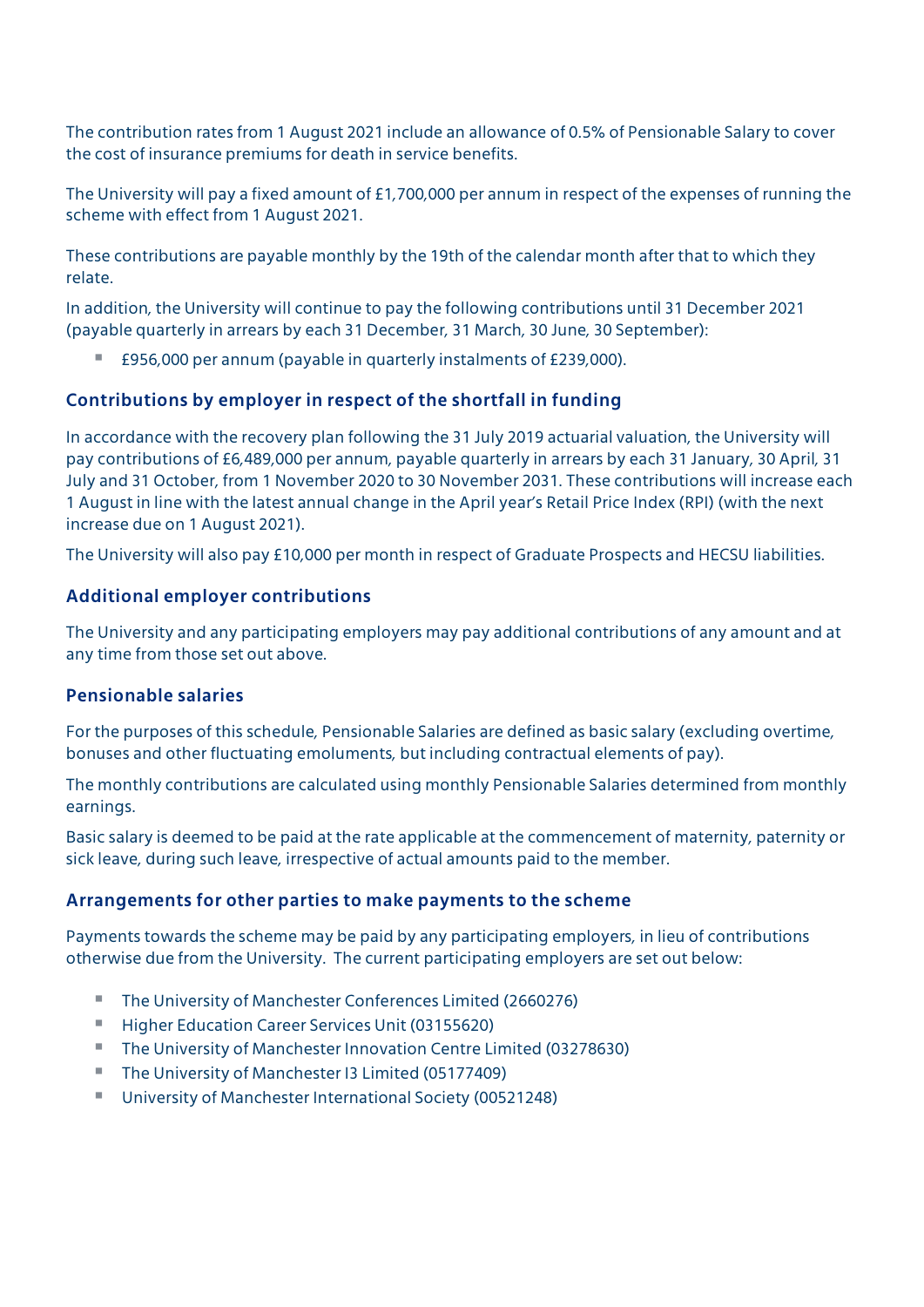The contribution rates from 1 August 2021 include an allowance of 0.5% of Pensionable Salary to cover the cost of insurance premiums for death in service benefits.

The University will pay a fixed amount of £1,700,000 per annum in respect of the expenses of running the scheme with effect from 1 August 2021.

These contributions are payable monthly by the 19th of the calendar month after that to which they relate.

In addition, the University will continue to pay the following contributions until 31 December 2021 (payable quarterly in arrears by each 31 December, 31 March, 30 June, 30 September):

- £956,000 per annum (payable in quarterly instalments of £239,000).

### Contributions by employer in respect of the shortfall in funding

In accordance with the recovery plan following the 31 July 2019 actuarial valuation, the University will pay contributions of £6,489,000 per annum, payable quarterly in arrears by each 31 January, 30 April, 31 July and 31 October, from 1 November 2020 to 30 November 2031. These contributions will increase each 1 August in line with the latest annual change in the April year's Retail Price Index (RPI) (with the next increase due on 1 August 2021).

The University will also pay £10,000 per month in respect of Graduate Prospects and HECSU liabilities.

### Additional employer contributions

The University and any participating employers may pay additional contributions of any amount and at any time from those set out above.

### Pensionable salaries

For the purposes of this schedule, Pensionable Salaries are defined as basic salary (excluding overtime, bonuses and other fluctuating emoluments, but including contractual elements of pay).

The monthly contributions are calculated using monthly Pensionable Salaries determined from monthly earnings.

Basic salary is deemed to be paid at the rate applicable at the commencement of maternity, paternity or sick leave, during such leave, irrespective of actual amounts paid to the member.

### Arrangements for other parties to make payments to the scheme

Payments towards the scheme may be paid by any participating employers, in lieu of contributions otherwise due from the University. The current participating employers are set out below:

- The University of Manchester Conferences Limited (2660276)
- Higher Education Career Services Unit (03155620)
- The University of Manchester Innovation Centre Limited (03278630)
- The University of Manchester I3 Limited (05177409)
- University of Manchester International Society (00521248)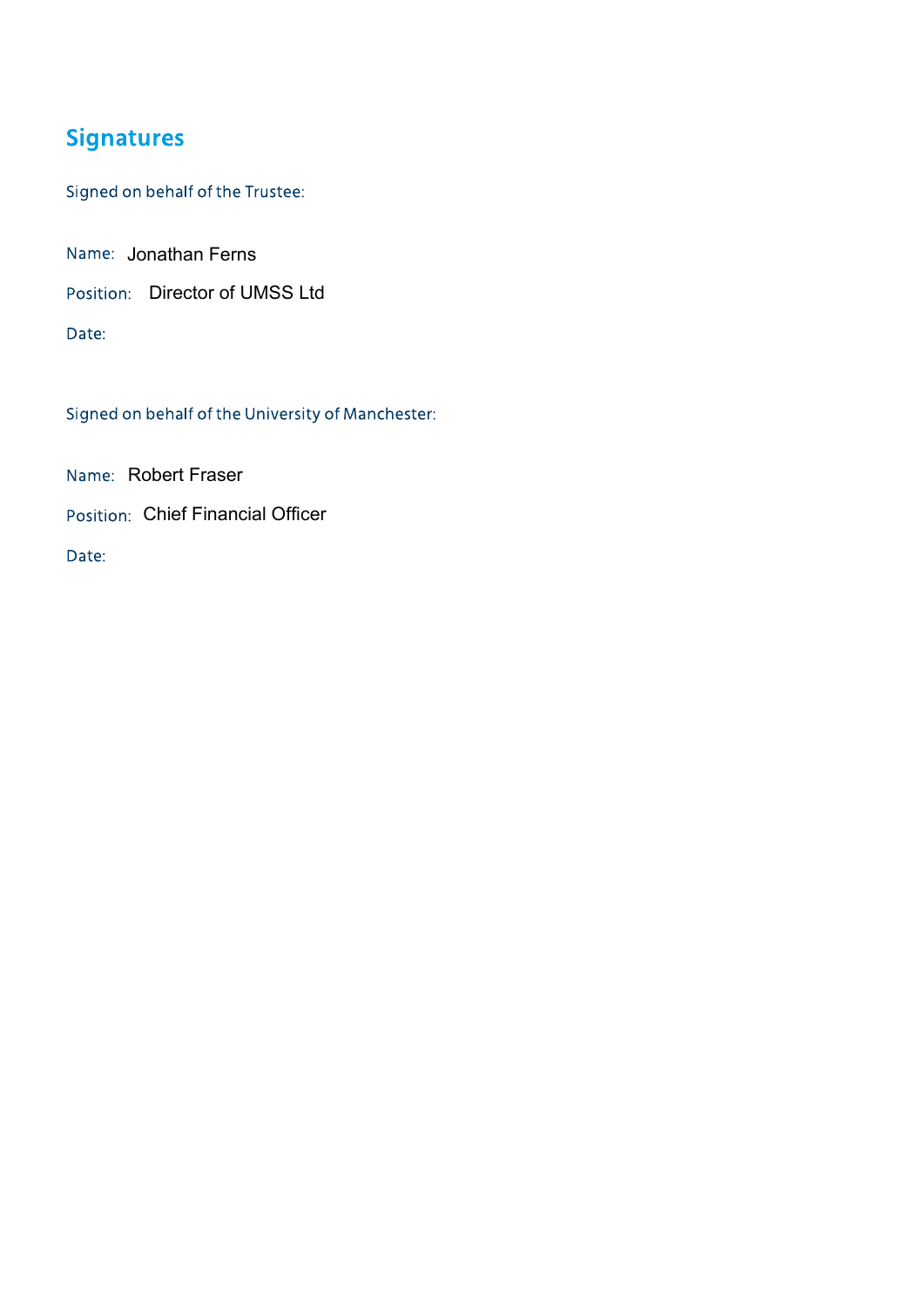## Signatures

Signed on behalf of the Trustee:

Name: Jonathan Ferns

Position: Director of UMSS Ltd

Date:

Signed on behalf of the University of Manchester:

Name: Robert Fraser

Position: Chief Financial Officer

Date: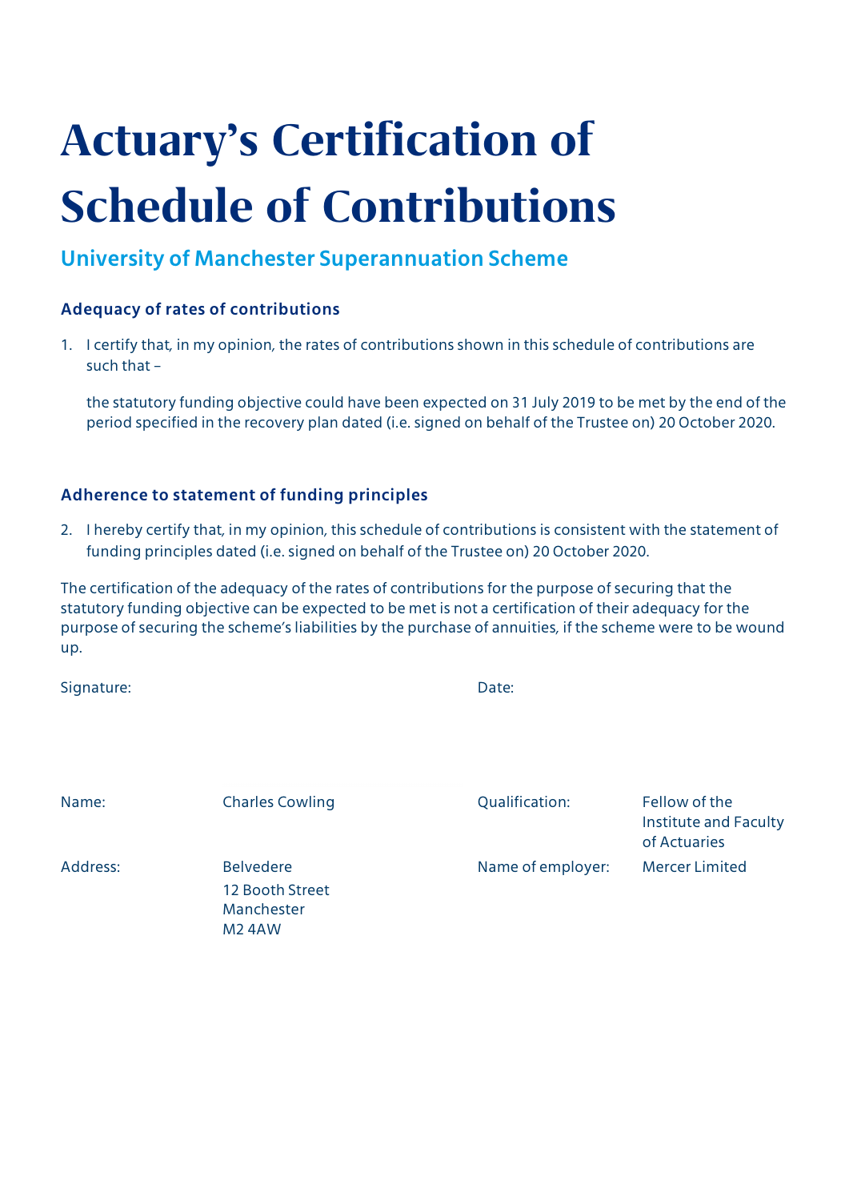# Actuary's Certification of Schedule of Contributions

## University of Manchester Superannuation Scheme

### Adequacy of rates of contributions

1. I certify that, in my opinion, the rates of contributions shown in this schedule of contributions are such that –

   the statutory funding objective could have been expected on 31 July 2019 to be met by the end of the period specified in the recovery plan dated (i.e. signed on behalf of the Trustee on) 20 October 2020.

### Adherence to statement of funding principles

2. I hereby certify that, in my opinion, this schedule of contributions is consistent with the statement of funding principles dated (i.e. signed on behalf of the Trustee on) 20 October 2020.

The certification of the adequacy of the rates of contributions for the purpose of securing that the statutory funding objective can be expected to be met is not a certification of their adequacy for the purpose of securing the scheme's liabilities by the purchase of annuities, if the scheme were to be wound up.

| | | | |
|---|---|---|---|
| Signature: | | Date: | |
| Name: | Charles Cowling | Qualification: | Fellow of the Institute and Faculty of Actuaries |
| Address: | Belvedere<br>12 Booth Street<br>Manchester<br>M2 4AW | Name of employer: | Mercer Limited |